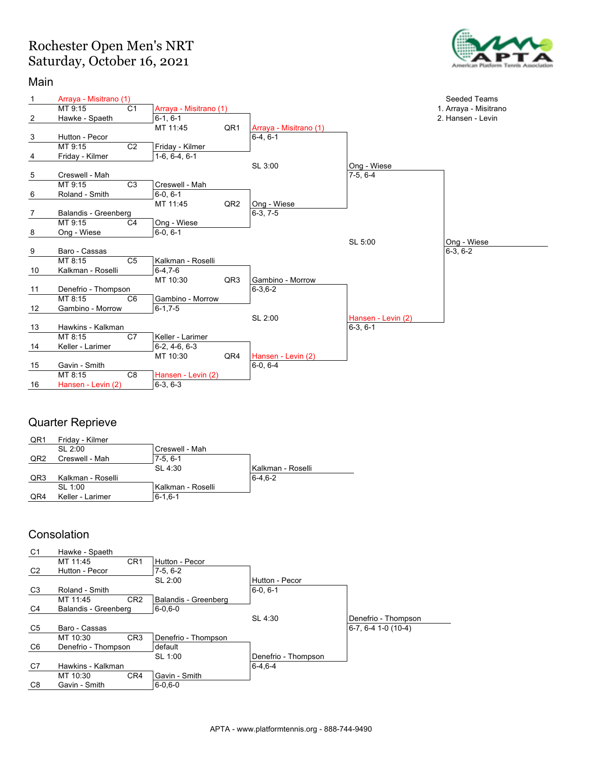# Rochester Open Men's NRT
## Saturday, October 16, 2021

### Main

**Seeded Teams**
1. Arraya - Misitrano
2. Hansen - Levin

**First Round**

| Match | Time | Team 1 | Team 2 | Winner | Score |
|---|---|---|---|---|---|
| C1 | MT 9:15 | 1 Arraya - Misitrano (1) | 2 Hawke - Spaeth | Arraya - Misitrano (1) | 6-1, 6-1 |
| C2 | MT 9:15 | 3 Hutton - Pecor | 4 Friday - Kilmer | Friday - Kilmer | 1-6, 6-4, 6-1 |
| C3 | MT 9:15 | 5 Creswell - Mah | 6 Roland - Smith | Creswell - Mah | 6-0, 6-1 |
| C4 | MT 9:15 | 7 Balandis - Greenberg | 8 Ong - Wiese | Ong - Wiese | 6-0, 6-1 |
| C5 | MT 8:15 | 9 Baro - Cassas | 10 Kalkman - Roselli | Kalkman - Roselli | 6-4,7-6 |
| C6 | MT 8:15 | 11 Denefrio - Thompson | 12 Gambino - Morrow | Gambino - Morrow | 6-1,7-5 |
| C7 | MT 8:15 | 13 Hawkins - Kalkman | 14 Keller - Larimer | Keller - Larimer | 6-2, 4-6, 6-3 |
| C8 | MT 8:15 | 15 Gavin - Smith | 16 Hansen - Levin (2) | Hansen - Levin (2) | 6-3, 6-3 |

**Quarterfinals**

| Match | Time | Team 1 | Team 2 | Winner | Score |
|---|---|---|---|---|---|
| QR1 | MT 11:45 | Arraya - Misitrano (1) | Friday - Kilmer | Arraya - Misitrano (1) | 6-4, 6-1 |
| QR2 | MT 11:45 | Creswell - Mah | Ong - Wiese | Ong - Wiese | 6-3, 7-5 |
| QR3 | MT 10:30 | Kalkman - Roselli | Gambino - Morrow | Gambino - Morrow | 6-3,6-2 |
| QR4 | MT 10:30 | Keller - Larimer | Hansen - Levin (2) | Hansen - Levin (2) | 6-0, 6-4 |

**Semifinals**

| Time | Team 1 | Team 2 | Winner | Score |
|---|---|---|---|---|
| SL 3:00 | Arraya - Misitrano (1) | Ong - Wiese | Ong - Wiese | 7-5, 6-4 |
| SL 2:00 | Gambino - Morrow | Hansen - Levin (2) | Hansen - Levin (2) | 6-3, 6-1 |

**Final**

| Time | Team 1 | Team 2 | Winner | Score |
|---|---|---|---|---|
| SL 5:00 | Ong - Wiese | Hansen - Levin (2) | Ong - Wiese | 6-3, 6-2 |

### Quarter Reprieve

| Time | Team 1 | Team 2 | Winner | Score |
|---|---|---|---|---|
| SL 2:00 | QR1 Friday - Kilmer | QR2 Creswell - Mah | Creswell - Mah | 7-5, 6-1 |
| SL 1:00 | QR3 Kalkman - Roselli | QR4 Keller - Larimer | Kalkman - Roselli | 6-1,6-1 |
| SL 4:30 | Creswell - Mah | Kalkman - Roselli | Kalkman - Roselli | 6-4,6-2 |

### Consolation

| Match | Time | Team 1 | Team 2 | Winner | Score |
|---|---|---|---|---|---|
| CR1 | MT 11:45 | C1 Hawke - Spaeth | C2 Hutton - Pecor | Hutton - Pecor | 7-5, 6-2 |
| CR2 | MT 11:45 | C3 Roland - Smith | C4 Balandis - Greenberg | Balandis - Greenberg | 6-0,6-0 |
| CR3 | MT 10:30 | C5 Baro - Cassas | C6 Denefrio - Thompson | Denefrio - Thompson | default |
| CR4 | MT 10:30 | C7 Hawkins - Kalkman | C8 Gavin - Smith | Gavin - Smith | 6-0,6-0 |
|  | SL 2:00 | Hutton - Pecor | Balandis - Greenberg | Hutton - Pecor | 6-0, 6-1 |
|  | SL 1:00 | Denefrio - Thompson | Gavin - Smith | Denefrio - Thompson | 6-4,6-4 |
|  | SL 4:30 | Hutton - Pecor | Denefrio - Thompson | Denefrio - Thompson | 6-7, 6-4 1-0 (10-4) |

APTA - www.platformtennis.org - 888-744-9490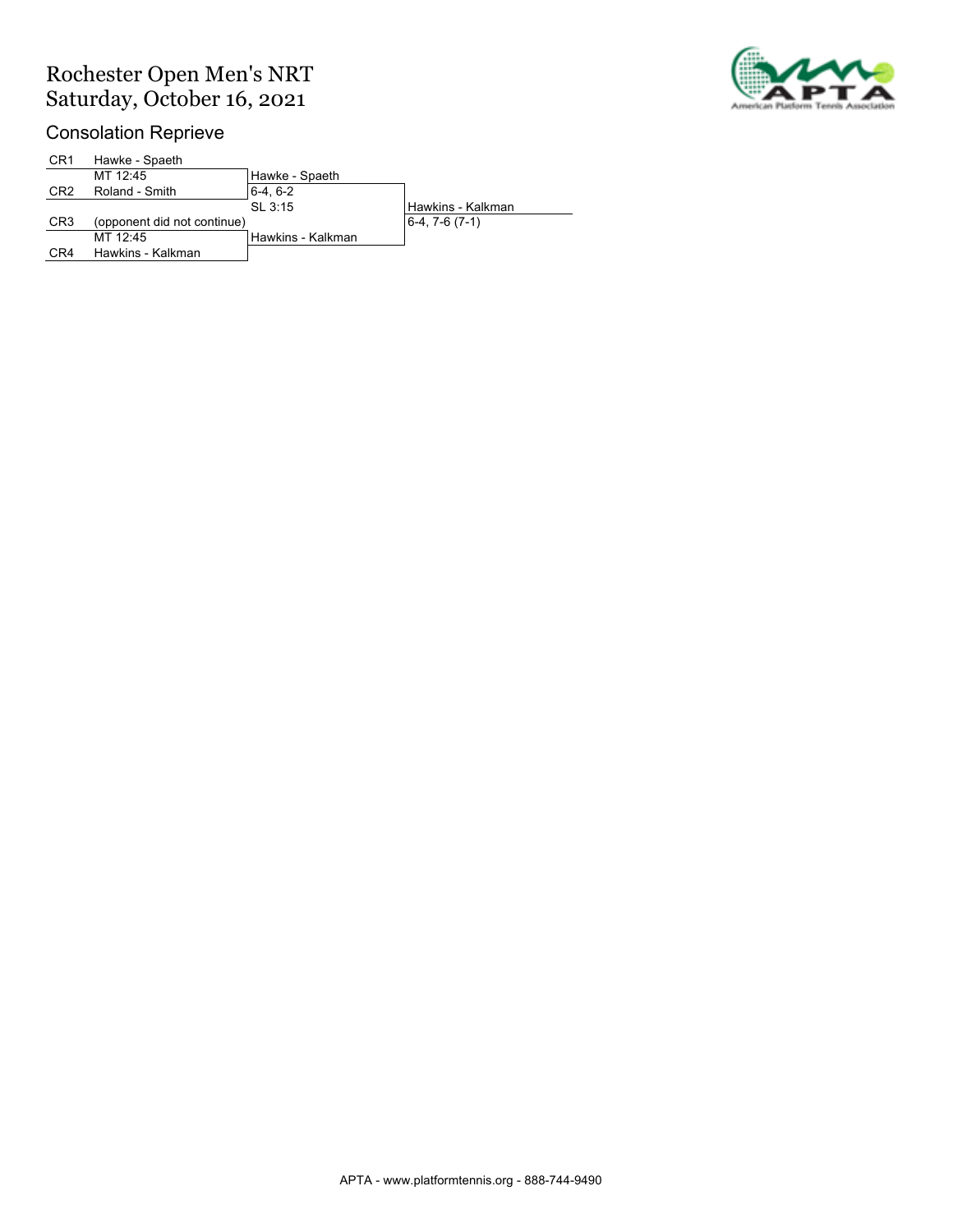# Rochester Open Men's NRT
## Saturday, October 16, 2021

### Consolation Reprieve

| | | | |
|---|---|---|---|
| CR1 | Hawke - Spaeth | | |
| | MT 12:45 | Hawke - Spaeth | |
| CR2 | Roland - Smith | 6-4, 6-2 | |
| | | SL 3:15 | Hawkins - Kalkman |
| CR3 | (opponent did not continue) | | 6-4, 7-6 (7-1) |
| | MT 12:45 | Hawkins - Kalkman | |
| CR4 | Hawkins - Kalkman | | |

APTA - www.platformtennis.org - 888-744-9490